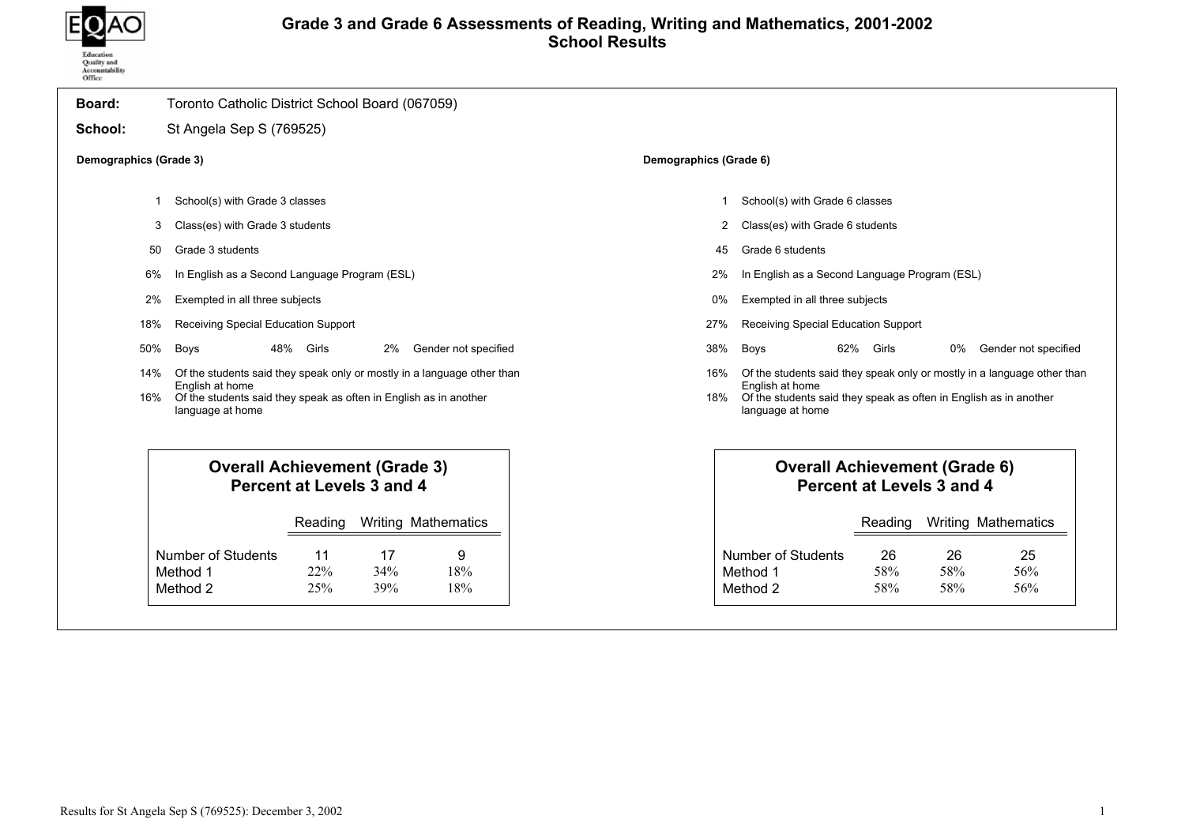# Grade 3 and Grade 6 Assessments of Reading, Writing and Mathematics, 2001-2002
## School Results

**Board:** Toronto Catholic District School Board (067059)

**School:** St Angela Sep S (769525)

### Demographics (Grade 3)

| | |
|---|---|
| 1 | School(s) with Grade 3 classes |
| 3 | Class(es) with Grade 3 students |
| 50 | Grade 3 students |
| 6% | In English as a Second Language Program (ESL) |
| 2% | Exempted in all three subjects |
| 18% | Receiving Special Education Support |
| 50% | Boys; 48% Girls; 2% Gender not specified |
| 14% | Of the students said they speak only or mostly in a language other than English at home |
| 16% | Of the students said they speak as often in English as in another language at home |

### Overall Achievement (Grade 3) Percent at Levels 3 and 4

| | Reading | Writing | Mathematics |
|---|---|---|---|
| Number of Students | 11 | 17 | 9 |
| Method 1 | 22% | 34% | 18% |
| Method 2 | 25% | 39% | 18% |

### Demographics (Grade 6)

| | |
|---|---|
| 1 | School(s) with Grade 6 classes |
| 2 | Class(es) with Grade 6 students |
| 45 | Grade 6 students |
| 2% | In English as a Second Language Program (ESL) |
| 0% | Exempted in all three subjects |
| 27% | Receiving Special Education Support |
| 38% | Boys; 62% Girls; 0% Gender not specified |
| 16% | Of the students said they speak only or mostly in a language other than English at home |
| 18% | Of the students said they speak as often in English as in another language at home |

### Overall Achievement (Grade 6) Percent at Levels 3 and 4

| | Reading | Writing | Mathematics |
|---|---|---|---|
| Number of Students | 26 | 26 | 25 |
| Method 1 | 58% | 58% | 56% |
| Method 2 | 58% | 58% | 56% |

Results for St Angela Sep S (769525): December 3, 2002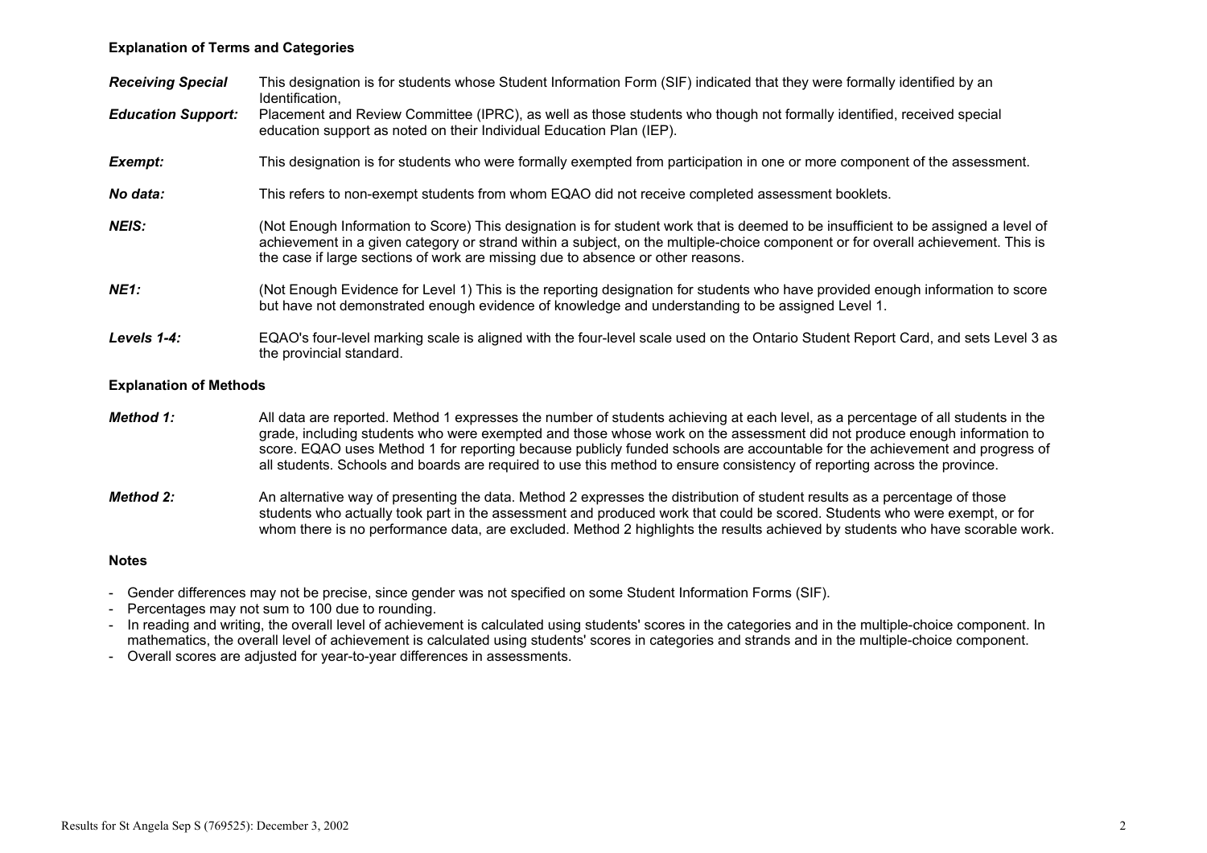### Explanation of Terms and Categories

***Receiving Special Education Support:*** This designation is for students whose Student Information Form (SIF) indicated that they were formally identified by an Identification, Placement and Review Committee (IPRC), as well as those students who though not formally identified, received special education support as noted on their Individual Education Plan (IEP).

***Exempt:*** This designation is for students who were formally exempted from participation in one or more component of the assessment.

***No data:*** This refers to non-exempt students from whom EQAO did not receive completed assessment booklets.

***NEIS:*** (Not Enough Information to Score) This designation is for student work that is deemed to be insufficient to be assigned a level of achievement in a given category or strand within a subject, on the multiple-choice component or for overall achievement. This is the case if large sections of work are missing due to absence or other reasons.

***NE1:*** (Not Enough Evidence for Level 1) This is the reporting designation for students who have provided enough information to score but have not demonstrated enough evidence of knowledge and understanding to be assigned Level 1.

***Levels 1-4:*** EQAO's four-level marking scale is aligned with the four-level scale used on the Ontario Student Report Card, and sets Level 3 as the provincial standard.

### Explanation of Methods

***Method 1:*** All data are reported. Method 1 expresses the number of students achieving at each level, as a percentage of all students in the grade, including students who were exempted and those whose work on the assessment did not produce enough information to score. EQAO uses Method 1 for reporting because publicly funded schools are accountable for the achievement and progress of all students. Schools and boards are required to use this method to ensure consistency of reporting across the province.

***Method 2:*** An alternative way of presenting the data. Method 2 expresses the distribution of student results as a percentage of those students who actually took part in the assessment and produced work that could be scored. Students who were exempt, or for whom there is no performance data, are excluded. Method 2 highlights the results achieved by students who have scorable work.

### Notes

- Gender differences may not be precise, since gender was not specified on some Student Information Forms (SIF).
- Percentages may not sum to 100 due to rounding.
- In reading and writing, the overall level of achievement is calculated using students' scores in the categories and in the multiple-choice component. In mathematics, the overall level of achievement is calculated using students' scores in categories and strands and in the multiple-choice component.
- Overall scores are adjusted for year-to-year differences in assessments.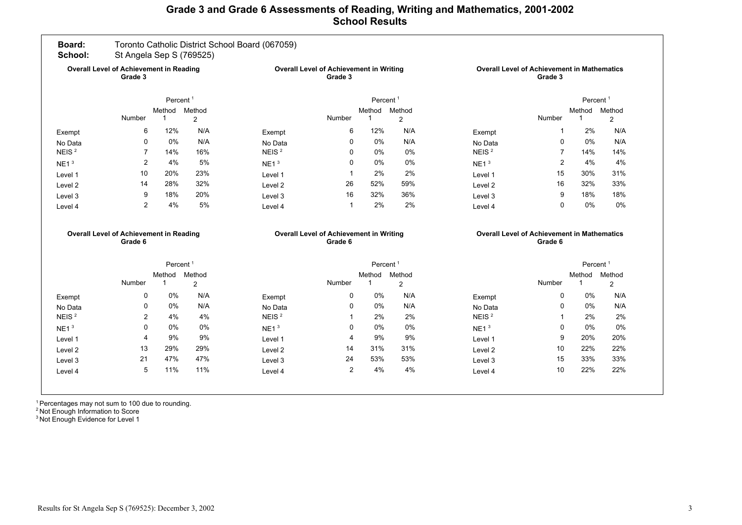# Grade 3 and Grade 6 Assessments of Reading, Writing and Mathematics, 2001-2002
## School Results

**Board:** Toronto Catholic District School Board (067059)
**School:** St Angela Sep S (769525)

### Overall Level of Achievement in Reading Grade 3

| | Number | Percent[1] Method 1 | Method 2 |
|---|---|---|---|
| Exempt | 6 | 12% | N/A |
| No Data | 0 | 0% | N/A |
| NEIS [2] | 7 | 14% | 16% |
| NE1 [3] | 2 | 4% | 5% |
| Level 1 | 10 | 20% | 23% |
| Level 2 | 14 | 28% | 32% |
| Level 3 | 9 | 18% | 20% |
| Level 4 | 2 | 4% | 5% |

### Overall Level of Achievement in Writing Grade 3

| | Number | Percent[1] Method 1 | Method 2 |
|---|---|---|---|
| Exempt | 6 | 12% | N/A |
| No Data | 0 | 0% | N/A |
| NEIS [2] | 0 | 0% | 0% |
| NE1 [3] | 0 | 0% | 0% |
| Level 1 | 1 | 2% | 2% |
| Level 2 | 26 | 52% | 59% |
| Level 3 | 16 | 32% | 36% |
| Level 4 | 1 | 2% | 2% |

### Overall Level of Achievement in Mathematics Grade 3

| | Number | Percent[1] Method 1 | Method 2 |
|---|---|---|---|
| Exempt | 1 | 2% | N/A |
| No Data | 0 | 0% | N/A |
| NEIS [2] | 7 | 14% | 14% |
| NE1 [3] | 2 | 4% | 4% |
| Level 1 | 15 | 30% | 31% |
| Level 2 | 16 | 32% | 33% |
| Level 3 | 9 | 18% | 18% |
| Level 4 | 0 | 0% | 0% |

### Overall Level of Achievement in Reading Grade 6

| | Number | Percent[1] Method 1 | Method 2 |
|---|---|---|---|
| Exempt | 0 | 0% | N/A |
| No Data | 0 | 0% | N/A |
| NEIS [2] | 2 | 4% | 4% |
| NE1 [3] | 0 | 0% | 0% |
| Level 1 | 4 | 9% | 9% |
| Level 2 | 13 | 29% | 29% |
| Level 3 | 21 | 47% | 47% |
| Level 4 | 5 | 11% | 11% |

### Overall Level of Achievement in Writing Grade 6

| | Number | Percent[1] Method 1 | Method 2 |
|---|---|---|---|
| Exempt | 0 | 0% | N/A |
| No Data | 0 | 0% | N/A |
| NEIS [2] | 1 | 2% | 2% |
| NE1 [3] | 0 | 0% | 0% |
| Level 1 | 4 | 9% | 9% |
| Level 2 | 14 | 31% | 31% |
| Level 3 | 24 | 53% | 53% |
| Level 4 | 2 | 4% | 4% |

### Overall Level of Achievement in Mathematics Grade 6

| | Number | Percent[1] Method 1 | Method 2 |
|---|---|---|---|
| Exempt | 0 | 0% | N/A |
| No Data | 0 | 0% | N/A |
| NEIS [2] | 1 | 2% | 2% |
| NE1 [3] | 0 | 0% | 0% |
| Level 1 | 9 | 20% | 20% |
| Level 2 | 10 | 22% | 22% |
| Level 3 | 15 | 33% | 33% |
| Level 4 | 10 | 22% | 22% |

[1] Percentages may not sum to 100 due to rounding.
[2] Not Enough Information to Score
[3] Not Enough Evidence for Level 1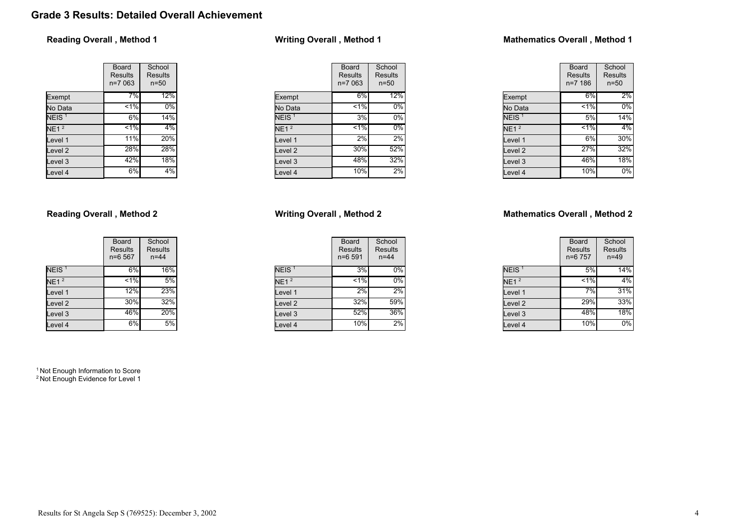# Grade 3 Results: Detailed Overall Achievement

### Reading Overall , Method 1

| | Board Results n=7 063 | School Results n=50 |
|---|---|---|
| Exempt | 7% | 12% |
| No Data | <1% | 0% |
| NEIS [1] | 6% | 14% |
| NE1 [2] | <1% | 4% |
| Level 1 | 11% | 20% |
| Level 2 | 28% | 28% |
| Level 3 | 42% | 18% |
| Level 4 | 6% | 4% |

### Writing Overall , Method 1

| | Board Results n=7 063 | School Results n=50 |
|---|---|---|
| Exempt | 6% | 12% |
| No Data | <1% | 0% |
| NEIS [1] | 3% | 0% |
| NE1 [2] | <1% | 0% |
| Level 1 | 2% | 2% |
| Level 2 | 30% | 52% |
| Level 3 | 48% | 32% |
| Level 4 | 10% | 2% |

### Mathematics Overall , Method 1

| | Board Results n=7 186 | School Results n=50 |
|---|---|---|
| Exempt | 6% | 2% |
| No Data | <1% | 0% |
| NEIS [1] | 5% | 14% |
| NE1 [2] | <1% | 4% |
| Level 1 | 6% | 30% |
| Level 2 | 27% | 32% |
| Level 3 | 46% | 18% |
| Level 4 | 10% | 0% |

### Reading Overall , Method 2

| | Board Results n=6 567 | School Results n=44 |
|---|---|---|
| NEIS [1] | 6% | 16% |
| NE1 [2] | <1% | 5% |
| Level 1 | 12% | 23% |
| Level 2 | 30% | 32% |
| Level 3 | 46% | 20% |
| Level 4 | 6% | 5% |

### Writing Overall , Method 2

| | Board Results n=6 591 | School Results n=44 |
|---|---|---|
| NEIS [1] | 3% | 0% |
| NE1 [2] | <1% | 0% |
| Level 1 | 2% | 2% |
| Level 2 | 32% | 59% |
| Level 3 | 52% | 36% |
| Level 4 | 10% | 2% |

### Mathematics Overall , Method 2

| | Board Results n=6 757 | School Results n=49 |
|---|---|---|
| NEIS [1] | 5% | 14% |
| NE1 [2] | <1% | 4% |
| Level 1 | 7% | 31% |
| Level 2 | 29% | 33% |
| Level 3 | 48% | 18% |
| Level 4 | 10% | 0% |

[1] Not Enough Information to Score
[2] Not Enough Evidence for Level 1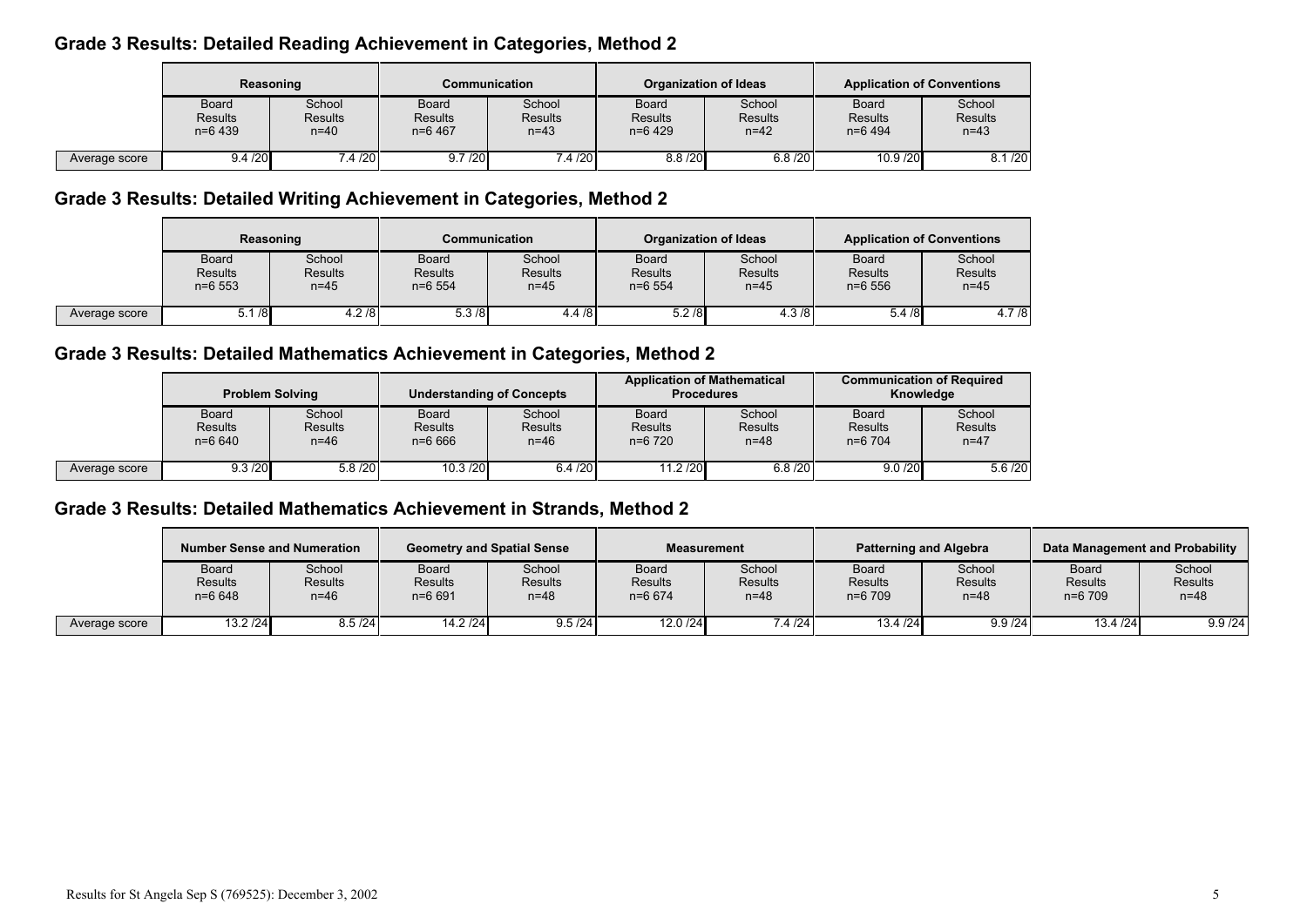## Grade 3 Results: Detailed Reading Achievement in Categories, Method 2

| | Reasoning | | Communication | | Organization of Ideas | | Application of Conventions | |
|---|---|---|---|---|---|---|---|---|
| | Board Results n=6 439 | School Results n=40 | Board Results n=6 467 | School Results n=43 | Board Results n=6 429 | School Results n=42 | Board Results n=6 494 | School Results n=43 |
| Average score | 9.4 /20 | 7.4 /20 | 9.7 /20 | 7.4 /20 | 8.8 /20 | 6.8 /20 | 10.9 /20 | 8.1 /20 |

## Grade 3 Results: Detailed Writing Achievement in Categories, Method 2

| | Reasoning | | Communication | | Organization of Ideas | | Application of Conventions | |
|---|---|---|---|---|---|---|---|---|
| | Board Results n=6 553 | School Results n=45 | Board Results n=6 554 | School Results n=45 | Board Results n=6 554 | School Results n=45 | Board Results n=6 556 | School Results n=45 |
| Average score | 5.1 /8 | 4.2 /8 | 5.3 /8 | 4.4 /8 | 5.2 /8 | 4.3 /8 | 5.4 /8 | 4.7 /8 |

## Grade 3 Results: Detailed Mathematics Achievement in Categories, Method 2

| | Problem Solving | | Understanding of Concepts | | Application of Mathematical Procedures | | Communication of Required Knowledge | |
|---|---|---|---|---|---|---|---|---|
| | Board Results n=6 640 | School Results n=46 | Board Results n=6 666 | School Results n=46 | Board Results n=6 720 | School Results n=48 | Board Results n=6 704 | School Results n=47 |
| Average score | 9.3 /20 | 5.8 /20 | 10.3 /20 | 6.4 /20 | 11.2 /20 | 6.8 /20 | 9.0 /20 | 5.6 /20 |

## Grade 3 Results: Detailed Mathematics Achievement in Strands, Method 2

| | Number Sense and Numeration | | Geometry and Spatial Sense | | Measurement | | Patterning and Algebra | | Data Management and Probability | |
|---|---|---|---|---|---|---|---|---|---|---|
| | Board Results n=6 648 | School Results n=46 | Board Results n=6 691 | School Results n=48 | Board Results n=6 674 | School Results n=48 | Board Results n=6 709 | School Results n=48 | Board Results n=6 709 | School Results n=48 |
| Average score | 13.2 /24 | 8.5 /24 | 14.2 /24 | 9.5 /24 | 12.0 /24 | 7.4 /24 | 13.4 /24 | 9.9 /24 | 13.4 /24 | 9.9 /24 |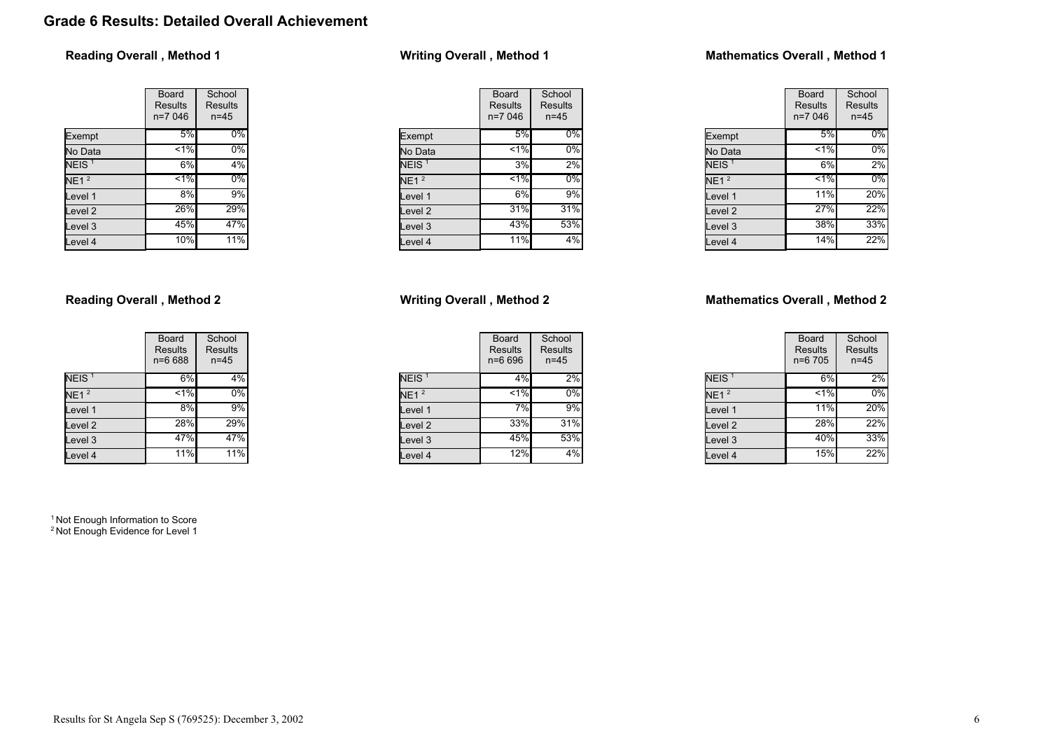# Grade 6 Results: Detailed Overall Achievement

### Reading Overall , Method 1

| | Board Results n=7 046 | School Results n=45 |
|---|---|---|
| Exempt | 5% | 0% |
| No Data | <1% | 0% |
| NEIS [1] | 6% | 4% |
| NE1 [2] | <1% | 0% |
| Level 1 | 8% | 9% |
| Level 2 | 26% | 29% |
| Level 3 | 45% | 47% |
| Level 4 | 10% | 11% |

### Writing Overall , Method 1

| | Board Results n=7 046 | School Results n=45 |
|---|---|---|
| Exempt | 5% | 0% |
| No Data | <1% | 0% |
| NEIS [1] | 3% | 2% |
| NE1 [2] | <1% | 0% |
| Level 1 | 6% | 9% |
| Level 2 | 31% | 31% |
| Level 3 | 43% | 53% |
| Level 4 | 11% | 4% |

### Mathematics Overall , Method 1

| | Board Results n=7 046 | School Results n=45 |
|---|---|---|
| Exempt | 5% | 0% |
| No Data | <1% | 0% |
| NEIS [1] | 6% | 2% |
| NE1 [2] | <1% | 0% |
| Level 1 | 11% | 20% |
| Level 2 | 27% | 22% |
| Level 3 | 38% | 33% |
| Level 4 | 14% | 22% |

### Reading Overall , Method 2

| | Board Results n=6 688 | School Results n=45 |
|---|---|---|
| NEIS [1] | 6% | 4% |
| NE1 [2] | <1% | 0% |
| Level 1 | 8% | 9% |
| Level 2 | 28% | 29% |
| Level 3 | 47% | 47% |
| Level 4 | 11% | 11% |

### Writing Overall , Method 2

| | Board Results n=6 696 | School Results n=45 |
|---|---|---|
| NEIS [1] | 4% | 2% |
| NE1 [2] | <1% | 0% |
| Level 1 | 7% | 9% |
| Level 2 | 33% | 31% |
| Level 3 | 45% | 53% |
| Level 4 | 12% | 4% |

### Mathematics Overall , Method 2

| | Board Results n=6 705 | School Results n=45 |
|---|---|---|
| NEIS [1] | 6% | 2% |
| NE1 [2] | <1% | 0% |
| Level 1 | 11% | 20% |
| Level 2 | 28% | 22% |
| Level 3 | 40% | 33% |
| Level 4 | 15% | 22% |

[1] Not Enough Information to Score
[2] Not Enough Evidence for Level 1

Results for St Angela Sep S (769525): December 3, 2002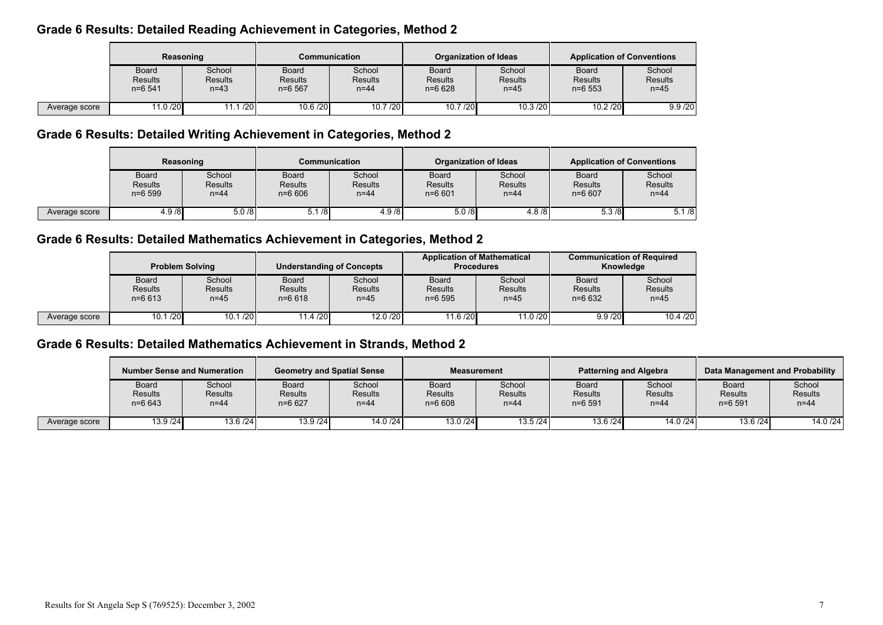## Grade 6 Results: Detailed Reading Achievement in Categories, Method 2

| | Reasoning | | Communication | | Organization of Ideas | | Application of Conventions | |
|---|---|---|---|---|---|---|---|---|
| | Board Results n=6 541 | School Results n=43 | Board Results n=6 567 | School Results n=44 | Board Results n=6 628 | School Results n=45 | Board Results n=6 553 | School Results n=45 |
| Average score | 11.0 /20 | 11.1 /20 | 10.6 /20 | 10.7 /20 | 10.7 /20 | 10.3 /20 | 10.2 /20 | 9.9 /20 |

## Grade 6 Results: Detailed Writing Achievement in Categories, Method 2

| | Reasoning | | Communication | | Organization of Ideas | | Application of Conventions | |
|---|---|---|---|---|---|---|---|---|
| | Board Results n=6 599 | School Results n=44 | Board Results n=6 606 | School Results n=44 | Board Results n=6 601 | School Results n=44 | Board Results n=6 607 | School Results n=44 |
| Average score | 4.9 /8 | 5.0 /8 | 5.1 /8 | 4.9 /8 | 5.0 /8 | 4.8 /8 | 5.3 /8 | 5.1 /8 |

## Grade 6 Results: Detailed Mathematics Achievement in Categories, Method 2

| | Problem Solving | | Understanding of Concepts | | Application of Mathematical Procedures | | Communication of Required Knowledge | |
|---|---|---|---|---|---|---|---|---|
| | Board Results n=6 613 | School Results n=45 | Board Results n=6 618 | School Results n=45 | Board Results n=6 595 | School Results n=45 | Board Results n=6 632 | School Results n=45 |
| Average score | 10.1 /20 | 10.1 /20 | 11.4 /20 | 12.0 /20 | 11.6 /20 | 11.0 /20 | 9.9 /20 | 10.4 /20 |

## Grade 6 Results: Detailed Mathematics Achievement in Strands, Method 2

| | Number Sense and Numeration | | Geometry and Spatial Sense | | Measurement | | Patterning and Algebra | | Data Management and Probability | |
|---|---|---|---|---|---|---|---|---|---|---|
| | Board Results n=6 643 | School Results n=44 | Board Results n=6 627 | School Results n=44 | Board Results n=6 608 | School Results n=44 | Board Results n=6 591 | School Results n=44 | Board Results n=6 591 | School Results n=44 |
| Average score | 13.9 /24 | 13.6 /24 | 13.9 /24 | 14.0 /24 | 13.0 /24 | 13.5 /24 | 13.6 /24 | 14.0 /24 | 13.6 /24 | 14.0 /24 |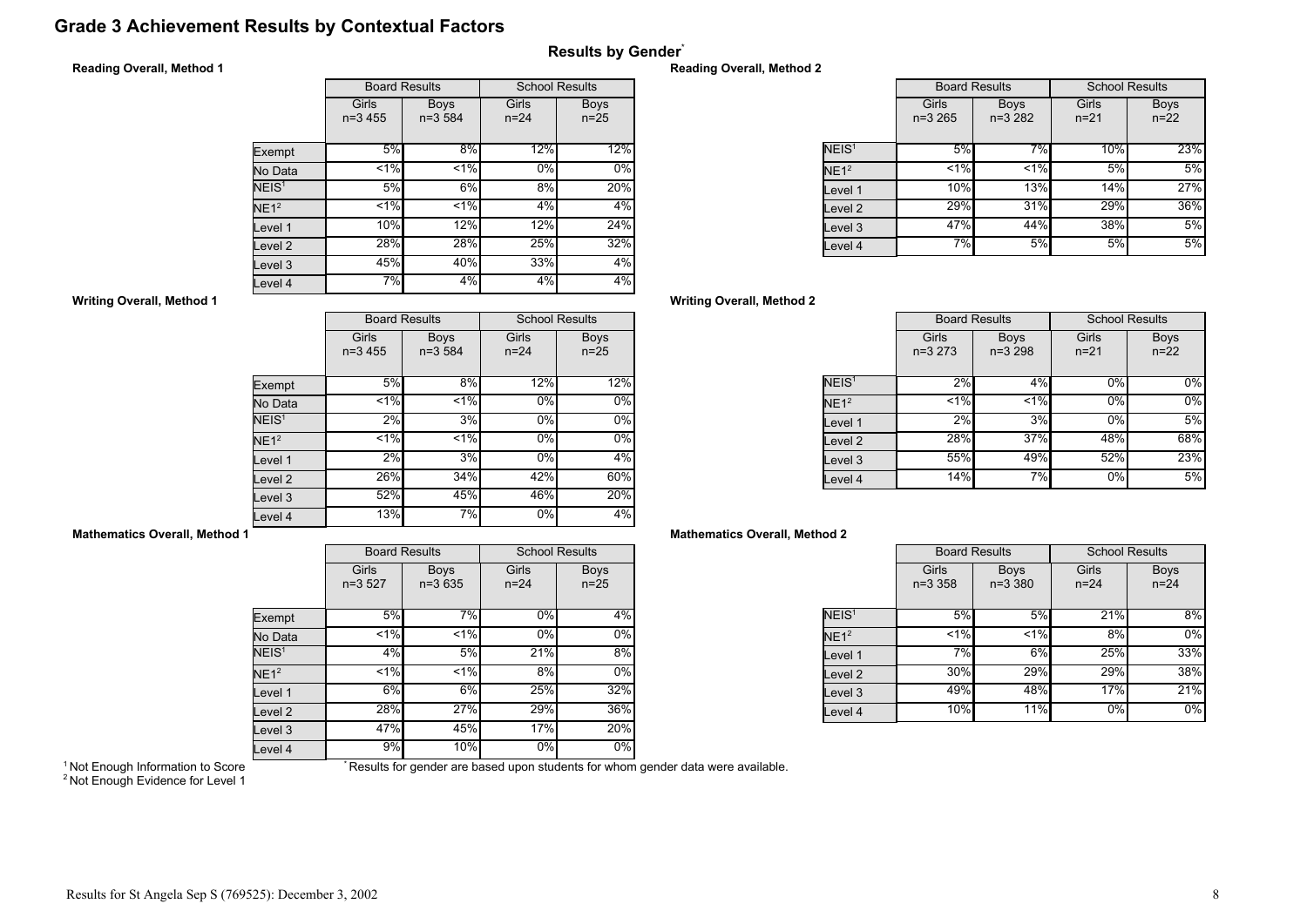# Grade 3 Achievement Results by Contextual Factors

## Results by Gender*

### Reading Overall, Method 1

| | Board Results | | School Results | |
|---|---|---|---|---|
| | Girls n=3 455 | Boys n=3 584 | Girls n=24 | Boys n=25 |
| Exempt | 5% | 8% | 12% | 12% |
| No Data | <1% | <1% | 0% | 0% |
| NEIS[1] | 5% | 6% | 8% | 20% |
| NE1[2] | <1% | <1% | 4% | 4% |
| Level 1 | 10% | 12% | 12% | 24% |
| Level 2 | 28% | 28% | 25% | 32% |
| Level 3 | 45% | 40% | 33% | 4% |
| Level 4 | 7% | 4% | 4% | 4% |

### Reading Overall, Method 2

| | Board Results | | School Results | |
|---|---|---|---|---|
| | Girls n=3 265 | Boys n=3 282 | Girls n=21 | Boys n=22 |
| NEIS[1] | 5% | 7% | 10% | 23% |
| NE1[2] | <1% | <1% | 5% | 5% |
| Level 1 | 10% | 13% | 14% | 27% |
| Level 2 | 29% | 31% | 29% | 36% |
| Level 3 | 47% | 44% | 38% | 5% |
| Level 4 | 7% | 5% | 5% | 5% |

### Writing Overall, Method 1

| | Board Results | | School Results | |
|---|---|---|---|---|
| | Girls n=3 455 | Boys n=3 584 | Girls n=24 | Boys n=25 |
| Exempt | 5% | 8% | 12% | 12% |
| No Data | <1% | <1% | 0% | 0% |
| NEIS[1] | 2% | 3% | 0% | 0% |
| NE1[2] | <1% | <1% | 0% | 0% |
| Level 1 | 2% | 3% | 0% | 4% |
| Level 2 | 26% | 34% | 42% | 60% |
| Level 3 | 52% | 45% | 46% | 20% |
| Level 4 | 13% | 7% | 0% | 4% |

### Writing Overall, Method 2

| | Board Results | | School Results | |
|---|---|---|---|---|
| | Girls n=3 273 | Boys n=3 298 | Girls n=21 | Boys n=22 |
| NEIS[1] | 2% | 4% | 0% | 0% |
| NE1[2] | <1% | <1% | 0% | 0% |
| Level 1 | 2% | 3% | 0% | 5% |
| Level 2 | 28% | 37% | 48% | 68% |
| Level 3 | 55% | 49% | 52% | 23% |
| Level 4 | 14% | 7% | 0% | 5% |

### Mathematics Overall, Method 1

| | Board Results | | School Results | |
|---|---|---|---|---|
| | Girls n=3 527 | Boys n=3 635 | Girls n=24 | Boys n=25 |
| Exempt | 5% | 7% | 0% | 4% |
| No Data | <1% | <1% | 0% | 0% |
| NEIS[1] | 4% | 5% | 21% | 8% |
| NE1[2] | <1% | <1% | 8% | 0% |
| Level 1 | 6% | 6% | 25% | 32% |
| Level 2 | 28% | 27% | 29% | 36% |
| Level 3 | 47% | 45% | 17% | 20% |
| Level 4 | 9% | 10% | 0% | 0% |

### Mathematics Overall, Method 2

| | Board Results | | School Results | |
|---|---|---|---|---|
| | Girls n=3 358 | Boys n=3 380 | Girls n=24 | Boys n=24 |
| NEIS[1] | 5% | 5% | 21% | 8% |
| NE1[2] | <1% | <1% | 8% | 0% |
| Level 1 | 7% | 6% | 25% | 33% |
| Level 2 | 30% | 29% | 29% | 38% |
| Level 3 | 49% | 48% | 17% | 21% |
| Level 4 | 10% | 11% | 0% | 0% |

[1] Not Enough Information to Score
[2] Not Enough Evidence for Level 1

* Results for gender are based upon students for whom gender data were available.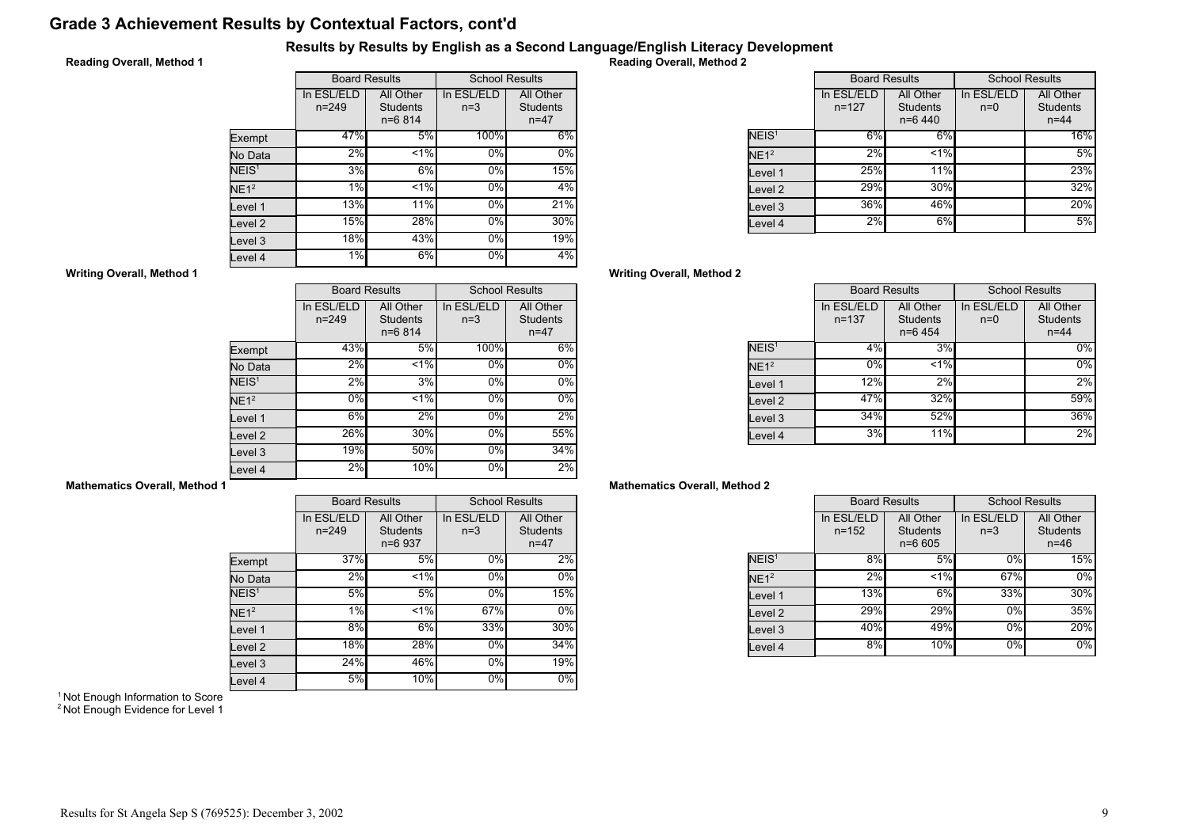# Grade 3 Achievement Results by Contextual Factors, cont'd

## Results by Results by English as a Second Language/English Literacy Development

**Reading Overall, Method 1**

| | Board Results | | School Results | |
|---|---|---|---|---|
| | In ESL/ELD n=249 | All Other Students n=6 814 | In ESL/ELD n=3 | All Other Students n=47 |
| Exempt | 47% | 5% | 100% | 6% |
| No Data | 2% | <1% | 0% | 0% |
| NEIS[1] | 3% | 6% | 0% | 15% |
| NE1[2] | 1% | <1% | 0% | 4% |
| Level 1 | 13% | 11% | 0% | 21% |
| Level 2 | 15% | 28% | 0% | 30% |
| Level 3 | 18% | 43% | 0% | 19% |
| Level 4 | 1% | 6% | 0% | 4% |

**Reading Overall, Method 2**

| | Board Results | | School Results | |
|---|---|---|---|---|
| | In ESL/ELD n=127 | All Other Students n=6 440 | In ESL/ELD n=0 | All Other Students n=44 |
| NEIS[1] | 6% | 6% | | 16% |
| NE1[2] | 2% | <1% | | 5% |
| Level 1 | 25% | 11% | | 23% |
| Level 2 | 29% | 30% | | 32% |
| Level 3 | 36% | 46% | | 20% |
| Level 4 | 2% | 6% | | 5% |

**Writing Overall, Method 1**

| | Board Results | | School Results | |
|---|---|---|---|---|
| | In ESL/ELD n=249 | All Other Students n=6 814 | In ESL/ELD n=3 | All Other Students n=47 |
| Exempt | 43% | 5% | 100% | 6% |
| No Data | 2% | <1% | 0% | 0% |
| NEIS[1] | 2% | 3% | 0% | 0% |
| NE1[2] | 0% | <1% | 0% | 0% |
| Level 1 | 6% | 2% | 0% | 2% |
| Level 2 | 26% | 30% | 0% | 55% |
| Level 3 | 19% | 50% | 0% | 34% |
| Level 4 | 2% | 10% | 0% | 2% |

**Writing Overall, Method 2**

| | Board Results | | School Results | |
|---|---|---|---|---|
| | In ESL/ELD n=137 | All Other Students n=6 454 | In ESL/ELD n=0 | All Other Students n=44 |
| NEIS[1] | 4% | 3% | | 0% |
| NE1[2] | 0% | <1% | | 0% |
| Level 1 | 12% | 2% | | 2% |
| Level 2 | 47% | 32% | | 59% |
| Level 3 | 34% | 52% | | 36% |
| Level 4 | 3% | 11% | | 2% |

**Mathematics Overall, Method 1**

| | Board Results | | School Results | |
|---|---|---|---|---|
| | In ESL/ELD n=249 | All Other Students n=6 937 | In ESL/ELD n=3 | All Other Students n=47 |
| Exempt | 37% | 5% | 0% | 2% |
| No Data | 2% | <1% | 0% | 0% |
| NEIS[1] | 5% | 5% | 0% | 15% |
| NE1[2] | 1% | <1% | 67% | 0% |
| Level 1 | 8% | 6% | 33% | 30% |
| Level 2 | 18% | 28% | 0% | 34% |
| Level 3 | 24% | 46% | 0% | 19% |
| Level 4 | 5% | 10% | 0% | 0% |

**Mathematics Overall, Method 2**

| | Board Results | | School Results | |
|---|---|---|---|---|
| | In ESL/ELD n=152 | All Other Students n=6 605 | In ESL/ELD n=3 | All Other Students n=46 |
| NEIS[1] | 8% | 5% | 0% | 15% |
| NE1[2] | 2% | <1% | 67% | 0% |
| Level 1 | 13% | 6% | 33% | 30% |
| Level 2 | 29% | 29% | 0% | 35% |
| Level 3 | 40% | 49% | 0% | 20% |
| Level 4 | 8% | 10% | 0% | 0% |

[1] Not Enough Information to Score
[2] Not Enough Evidence for Level 1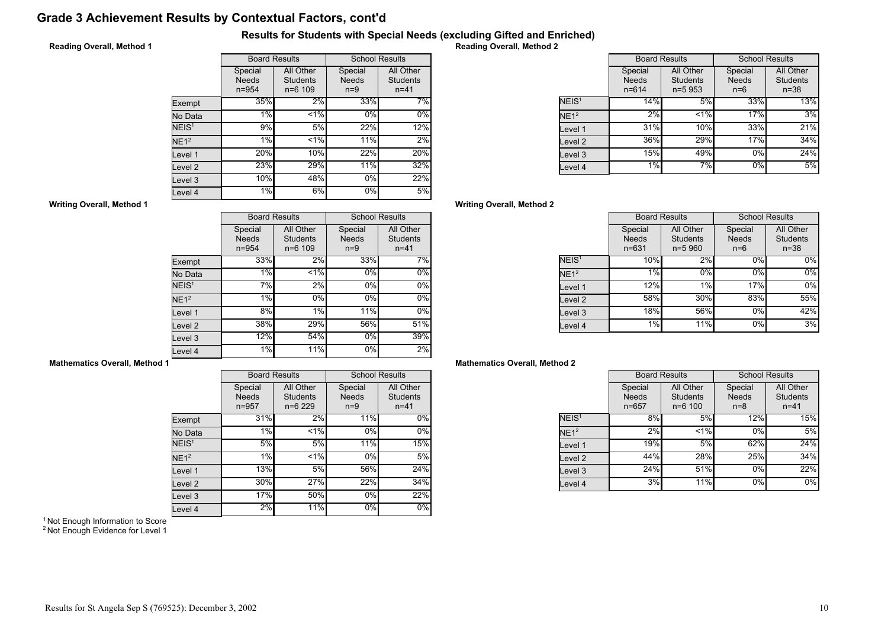# Grade 3 Achievement Results by Contextual Factors, cont'd

## Results for Students with Special Needs (excluding Gifted and Enriched)

**Reading Overall, Method 1**

| | Board Results | | School Results | |
|---|---|---|---|---|
| | Special Needs n=954 | All Other Students n=6 109 | Special Needs n=9 | All Other Students n=41 |
| Exempt | 35% | 2% | 33% | 7% |
| No Data | 1% | <1% | 0% | 0% |
| NEIS[1] | 9% | 5% | 22% | 12% |
| NE1[2] | 1% | <1% | 11% | 2% |
| Level 1 | 20% | 10% | 22% | 20% |
| Level 2 | 23% | 29% | 11% | 32% |
| Level 3 | 10% | 48% | 0% | 22% |
| Level 4 | 1% | 6% | 0% | 5% |

**Reading Overall, Method 2**

| | Board Results | | School Results | |
|---|---|---|---|---|
| | Special Needs n=614 | All Other Students n=5 953 | Special Needs n=6 | All Other Students n=38 |
| NEIS[1] | 14% | 5% | 33% | 13% |
| NE1[2] | 2% | <1% | 17% | 3% |
| Level 1 | 31% | 10% | 33% | 21% |
| Level 2 | 36% | 29% | 17% | 34% |
| Level 3 | 15% | 49% | 0% | 24% |
| Level 4 | 1% | 7% | 0% | 5% |

**Writing Overall, Method 1**

| | Board Results | | School Results | |
|---|---|---|---|---|
| | Special Needs n=954 | All Other Students n=6 109 | Special Needs n=9 | All Other Students n=41 |
| Exempt | 33% | 2% | 33% | 7% |
| No Data | 1% | <1% | 0% | 0% |
| NEIS[1] | 7% | 2% | 0% | 0% |
| NE1[2] | 1% | 0% | 0% | 0% |
| Level 1 | 8% | 1% | 11% | 0% |
| Level 2 | 38% | 29% | 56% | 51% |
| Level 3 | 12% | 54% | 0% | 39% |
| Level 4 | 1% | 11% | 0% | 2% |

**Writing Overall, Method 2**

| | Board Results | | School Results | |
|---|---|---|---|---|
| | Special Needs n=631 | All Other Students n=5 960 | Special Needs n=6 | All Other Students n=38 |
| NEIS[1] | 10% | 2% | 0% | 0% |
| NE1[2] | 1% | 0% | 0% | 0% |
| Level 1 | 12% | 1% | 17% | 0% |
| Level 2 | 58% | 30% | 83% | 55% |
| Level 3 | 18% | 56% | 0% | 42% |
| Level 4 | 1% | 11% | 0% | 3% |

**Mathematics Overall, Method 1**

| | Board Results | | School Results | |
|---|---|---|---|---|
| | Special Needs n=957 | All Other Students n=6 229 | Special Needs n=9 | All Other Students n=41 |
| Exempt | 31% | 2% | 11% | 0% |
| No Data | 1% | <1% | 0% | 0% |
| NEIS[1] | 5% | 5% | 11% | 15% |
| NE1[2] | 1% | <1% | 0% | 5% |
| Level 1 | 13% | 5% | 56% | 24% |
| Level 2 | 30% | 27% | 22% | 34% |
| Level 3 | 17% | 50% | 0% | 22% |
| Level 4 | 2% | 11% | 0% | 0% |

**Mathematics Overall, Method 2**

| | Board Results | | School Results | |
|---|---|---|---|---|
| | Special Needs n=657 | All Other Students n=6 100 | Special Needs n=8 | All Other Students n=41 |
| NEIS[1] | 8% | 5% | 12% | 15% |
| NE1[2] | 2% | <1% | 0% | 5% |
| Level 1 | 19% | 5% | 62% | 24% |
| Level 2 | 44% | 28% | 25% | 34% |
| Level 3 | 24% | 51% | 0% | 22% |
| Level 4 | 3% | 11% | 0% | 0% |

[1] Not Enough Information to Score
[2] Not Enough Evidence for Level 1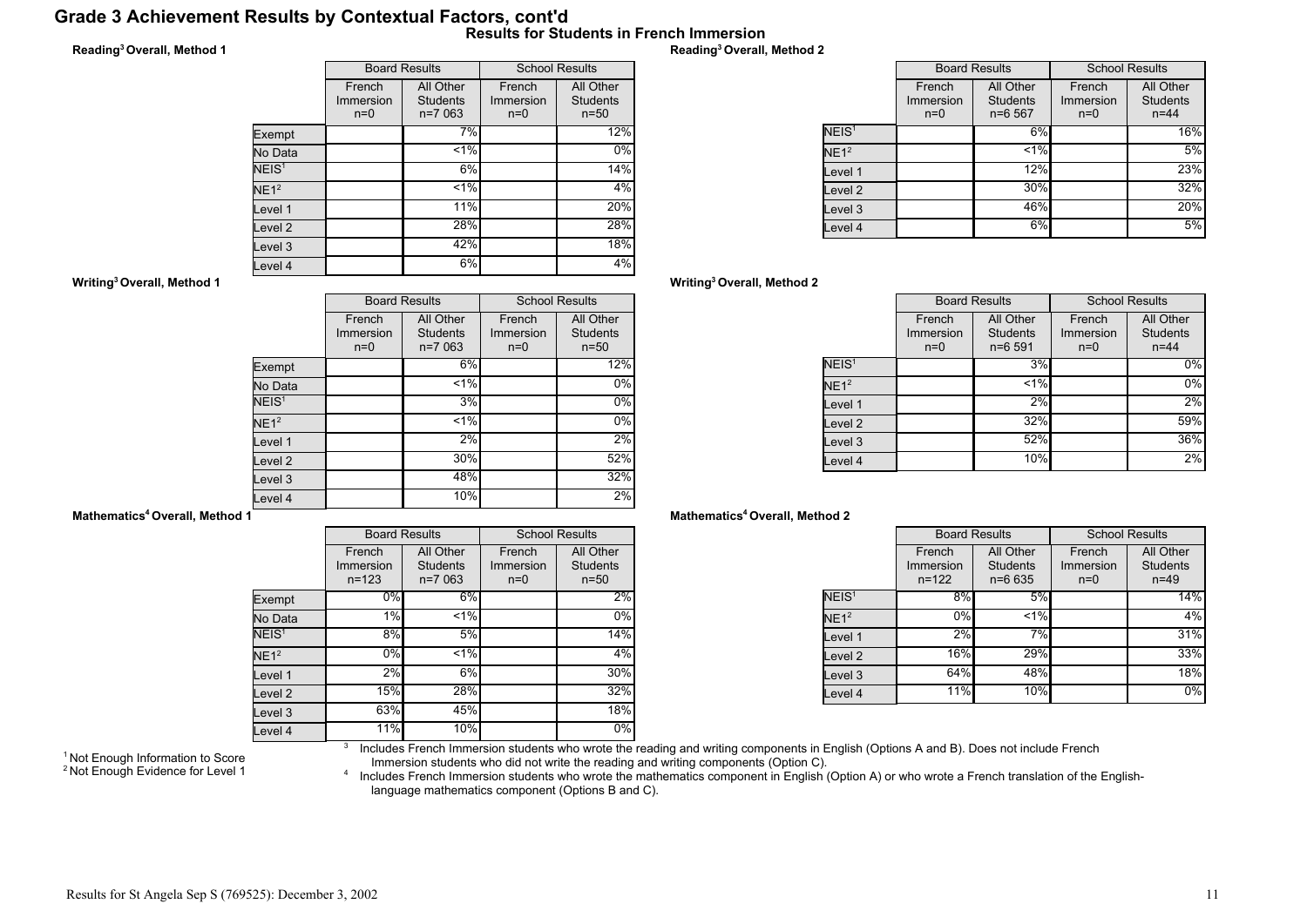# Grade 3 Achievement Results by Contextual Factors, cont'd

## Results for Students in French Immersion

### Reading[3] Overall, Method 1

| | Board Results | | School Results | |
|---|---|---|---|---|
| | French Immersion n=0 | All Other Students n=7 063 | French Immersion n=0 | All Other Students n=50 |
| Exempt | | 7% | | 12% |
| No Data | | <1% | | 0% |
| NEIS[1] | | 6% | | 14% |
| NE1[2] | | <1% | | 4% |
| Level 1 | | 11% | | 20% |
| Level 2 | | 28% | | 28% |
| Level 3 | | 42% | | 18% |
| Level 4 | | 6% | | 4% |

### Reading[3] Overall, Method 2

| | Board Results | | School Results | |
|---|---|---|---|---|
| | French Immersion n=0 | All Other Students n=6 567 | French Immersion n=0 | All Other Students n=44 |
| NEIS[1] | | 6% | | 16% |
| NE1[2] | | <1% | | 5% |
| Level 1 | | 12% | | 23% |
| Level 2 | | 30% | | 32% |
| Level 3 | | 46% | | 20% |
| Level 4 | | 6% | | 5% |

### Writing[3] Overall, Method 1

| | Board Results | | School Results | |
|---|---|---|---|---|
| | French Immersion n=0 | All Other Students n=7 063 | French Immersion n=0 | All Other Students n=50 |
| Exempt | | 6% | | 12% |
| No Data | | <1% | | 0% |
| NEIS[1] | | 3% | | 0% |
| NE1[2] | | <1% | | 0% |
| Level 1 | | 2% | | 2% |
| Level 2 | | 30% | | 52% |
| Level 3 | | 48% | | 32% |
| Level 4 | | 10% | | 2% |

### Writing[3] Overall, Method 2

| | Board Results | | School Results | |
|---|---|---|---|---|
| | French Immersion n=0 | All Other Students n=6 591 | French Immersion n=0 | All Other Students n=44 |
| NEIS[1] | | 3% | | 0% |
| NE1[2] | | <1% | | 0% |
| Level 1 | | 2% | | 2% |
| Level 2 | | 32% | | 59% |
| Level 3 | | 52% | | 36% |
| Level 4 | | 10% | | 2% |

### Mathematics[4] Overall, Method 1

| | Board Results | | School Results | |
|---|---|---|---|---|
| | French Immersion n=123 | All Other Students n=7 063 | French Immersion n=0 | All Other Students n=50 |
| Exempt | 0% | 6% | | 2% |
| No Data | 1% | <1% | | 0% |
| NEIS[1] | 8% | 5% | | 14% |
| NE1[2] | 0% | <1% | | 4% |
| Level 1 | 2% | 6% | | 30% |
| Level 2 | 15% | 28% | | 32% |
| Level 3 | 63% | 45% | | 18% |
| Level 4 | 11% | 10% | | 0% |

### Mathematics[4] Overall, Method 2

| | Board Results | | School Results | |
|---|---|---|---|---|
| | French Immersion n=122 | All Other Students n=6 635 | French Immersion n=0 | All Other Students n=49 |
| NEIS[1] | 8% | 5% | | 14% |
| NE1[2] | 0% | <1% | | 4% |
| Level 1 | 2% | 7% | | 31% |
| Level 2 | 16% | 29% | | 33% |
| Level 3 | 64% | 48% | | 18% |
| Level 4 | 11% | 10% | | 0% |

[1] Not Enough Information to Score
[2] Not Enough Evidence for Level 1

[3] Includes French Immersion students who wrote the reading and writing components in English (Options A and B). Does not include French Immersion students who did not write the reading and writing components (Option C).

[4] Includes French Immersion students who wrote the mathematics component in English (Option A) or who wrote a French translation of the English-language mathematics component (Options B and C).

Results for St Angela Sep S (769525): December 3, 2002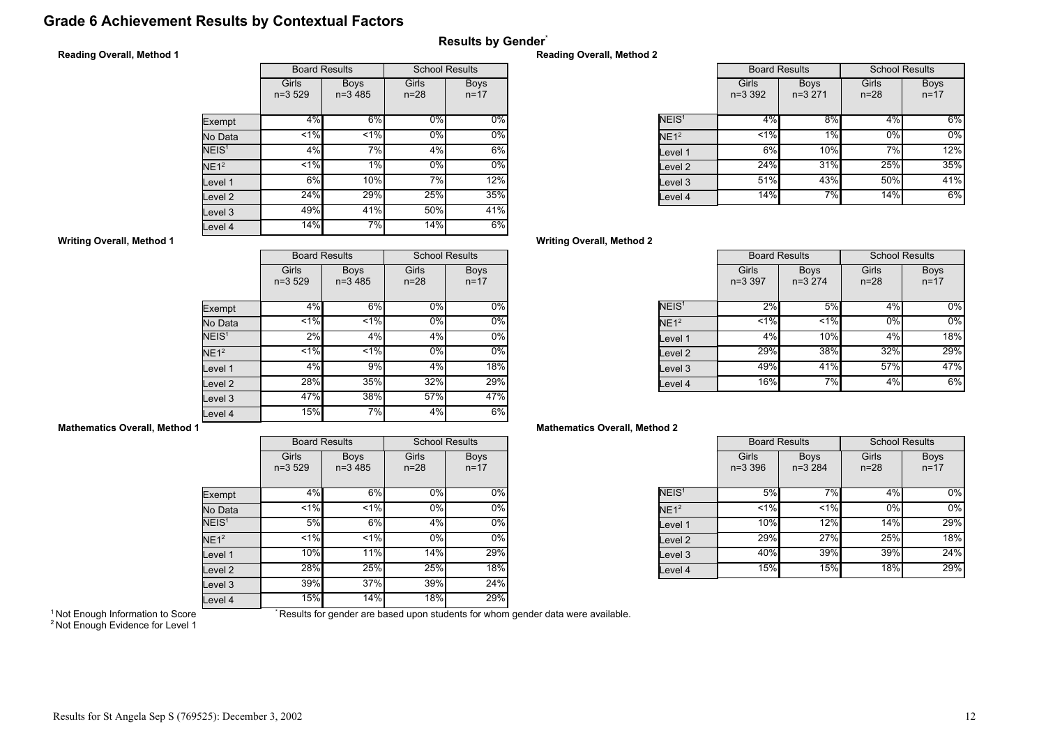# Grade 6 Achievement Results by Contextual Factors

## Results by Gender*

### Reading Overall, Method 1

| | Board Results | | School Results | |
|---|---|---|---|---|
| | Girls n=3 529 | Boys n=3 485 | Girls n=28 | Boys n=17 |
| Exempt | 4% | 6% | 0% | 0% |
| No Data | <1% | <1% | 0% | 0% |
| NEIS[1] | 4% | 7% | 4% | 6% |
| NE1[2] | <1% | 1% | 0% | 0% |
| Level 1 | 6% | 10% | 7% | 12% |
| Level 2 | 24% | 29% | 25% | 35% |
| Level 3 | 49% | 41% | 50% | 41% |
| Level 4 | 14% | 7% | 14% | 6% |

### Reading Overall, Method 2

| | Board Results | | School Results | |
|---|---|---|---|---|
| | Girls n=3 392 | Boys n=3 271 | Girls n=28 | Boys n=17 |
| NEIS[1] | 4% | 8% | 4% | 6% |
| NE1[2] | <1% | 1% | 0% | 0% |
| Level 1 | 6% | 10% | 7% | 12% |
| Level 2 | 24% | 31% | 25% | 35% |
| Level 3 | 51% | 43% | 50% | 41% |
| Level 4 | 14% | 7% | 14% | 6% |

### Writing Overall, Method 1

| | Board Results | | School Results | |
|---|---|---|---|---|
| | Girls n=3 529 | Boys n=3 485 | Girls n=28 | Boys n=17 |
| Exempt | 4% | 6% | 0% | 0% |
| No Data | <1% | <1% | 0% | 0% |
| NEIS[1] | 2% | 4% | 4% | 0% |
| NE1[2] | <1% | <1% | 0% | 0% |
| Level 1 | 4% | 9% | 4% | 18% |
| Level 2 | 28% | 35% | 32% | 29% |
| Level 3 | 47% | 38% | 57% | 47% |
| Level 4 | 15% | 7% | 4% | 6% |

### Writing Overall, Method 2

| | Board Results | | School Results | |
|---|---|---|---|---|
| | Girls n=3 397 | Boys n=3 274 | Girls n=28 | Boys n=17 |
| NEIS[1] | 2% | 5% | 4% | 0% |
| NE1[2] | <1% | <1% | 0% | 0% |
| Level 1 | 4% | 10% | 4% | 18% |
| Level 2 | 29% | 38% | 32% | 29% |
| Level 3 | 49% | 41% | 57% | 47% |
| Level 4 | 16% | 7% | 4% | 6% |

### Mathematics Overall, Method 1

| | Board Results | | School Results | |
|---|---|---|---|---|
| | Girls n=3 529 | Boys n=3 485 | Girls n=28 | Boys n=17 |
| Exempt | 4% | 6% | 0% | 0% |
| No Data | <1% | <1% | 0% | 0% |
| NEIS[1] | 5% | 6% | 4% | 0% |
| NE1[2] | <1% | <1% | 0% | 0% |
| Level 1 | 10% | 11% | 14% | 29% |
| Level 2 | 28% | 25% | 25% | 18% |
| Level 3 | 39% | 37% | 39% | 24% |
| Level 4 | 15% | 14% | 18% | 29% |

### Mathematics Overall, Method 2

| | Board Results | | School Results | |
|---|---|---|---|---|
| | Girls n=3 396 | Boys n=3 284 | Girls n=28 | Boys n=17 |
| NEIS[1] | 5% | 7% | 4% | 0% |
| NE1[2] | <1% | <1% | 0% | 0% |
| Level 1 | 10% | 12% | 14% | 29% |
| Level 2 | 29% | 27% | 25% | 18% |
| Level 3 | 40% | 39% | 39% | 24% |
| Level 4 | 15% | 15% | 18% | 29% |

[1] Not Enough Information to Score
[2] Not Enough Evidence for Level 1

* Results for gender are based upon students for whom gender data were available.

Results for St Angela Sep S (769525): December 3, 2002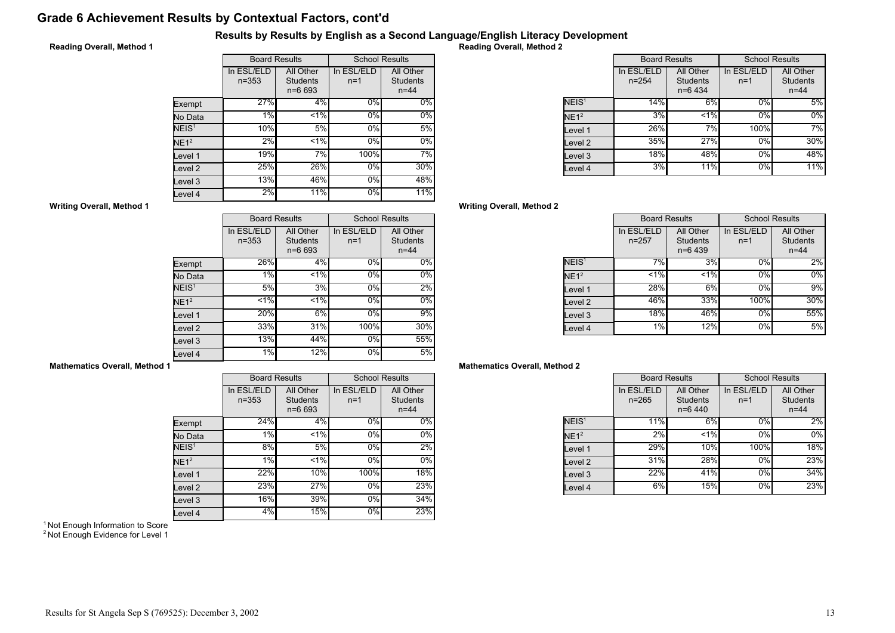# Grade 6 Achievement Results by Contextual Factors, cont'd

## Results by Results by English as a Second Language/English Literacy Development

### Reading Overall, Method 1

| | Board Results | | School Results | |
|---|---|---|---|---|
| | In ESL/ELD n=353 | All Other Students n=6 693 | In ESL/ELD n=1 | All Other Students n=44 |
| Exempt | 27% | 4% | 0% | 0% |
| No Data | 1% | <1% | 0% | 0% |
| NEIS[1] | 10% | 5% | 0% | 5% |
| NE1[2] | 2% | <1% | 0% | 0% |
| Level 1 | 19% | 7% | 100% | 7% |
| Level 2 | 25% | 26% | 0% | 30% |
| Level 3 | 13% | 46% | 0% | 48% |
| Level 4 | 2% | 11% | 0% | 11% |

### Reading Overall, Method 2

| | Board Results | | School Results | |
|---|---|---|---|---|
| | In ESL/ELD n=254 | All Other Students n=6 434 | In ESL/ELD n=1 | All Other Students n=44 |
| NEIS[1] | 14% | 6% | 0% | 5% |
| NE1[2] | 3% | <1% | 0% | 0% |
| Level 1 | 26% | 7% | 100% | 7% |
| Level 2 | 35% | 27% | 0% | 30% |
| Level 3 | 18% | 48% | 0% | 48% |
| Level 4 | 3% | 11% | 0% | 11% |

### Writing Overall, Method 1

| | Board Results | | School Results | |
|---|---|---|---|---|
| | In ESL/ELD n=353 | All Other Students n=6 693 | In ESL/ELD n=1 | All Other Students n=44 |
| Exempt | 26% | 4% | 0% | 0% |
| No Data | 1% | <1% | 0% | 0% |
| NEIS[1] | 5% | 3% | 0% | 2% |
| NE1[2] | <1% | <1% | 0% | 0% |
| Level 1 | 20% | 6% | 0% | 9% |
| Level 2 | 33% | 31% | 100% | 30% |
| Level 3 | 13% | 44% | 0% | 55% |
| Level 4 | 1% | 12% | 0% | 5% |

### Writing Overall, Method 2

| | Board Results | | School Results | |
|---|---|---|---|---|
| | In ESL/ELD n=257 | All Other Students n=6 439 | In ESL/ELD n=1 | All Other Students n=44 |
| NEIS[1] | 7% | 3% | 0% | 2% |
| NE1[2] | <1% | <1% | 0% | 0% |
| Level 1 | 28% | 6% | 0% | 9% |
| Level 2 | 46% | 33% | 100% | 30% |
| Level 3 | 18% | 46% | 0% | 55% |
| Level 4 | 1% | 12% | 0% | 5% |

### Mathematics Overall, Method 1

| | Board Results | | School Results | |
|---|---|---|---|---|
| | In ESL/ELD n=353 | All Other Students n=6 693 | In ESL/ELD n=1 | All Other Students n=44 |
| Exempt | 24% | 4% | 0% | 0% |
| No Data | 1% | <1% | 0% | 0% |
| NEIS[1] | 8% | 5% | 0% | 2% |
| NE1[2] | 1% | <1% | 0% | 0% |
| Level 1 | 22% | 10% | 100% | 18% |
| Level 2 | 23% | 27% | 0% | 23% |
| Level 3 | 16% | 39% | 0% | 34% |
| Level 4 | 4% | 15% | 0% | 23% |

### Mathematics Overall, Method 2

| | Board Results | | School Results | |
|---|---|---|---|---|
| | In ESL/ELD n=265 | All Other Students n=6 440 | In ESL/ELD n=1 | All Other Students n=44 |
| NEIS[1] | 11% | 6% | 0% | 2% |
| NE1[2] | 2% | <1% | 0% | 0% |
| Level 1 | 29% | 10% | 100% | 18% |
| Level 2 | 31% | 28% | 0% | 23% |
| Level 3 | 22% | 41% | 0% | 34% |
| Level 4 | 6% | 15% | 0% | 23% |

[1] Not Enough Information to Score
[2] Not Enough Evidence for Level 1

Results for St Angela Sep S (769525): December 3, 2002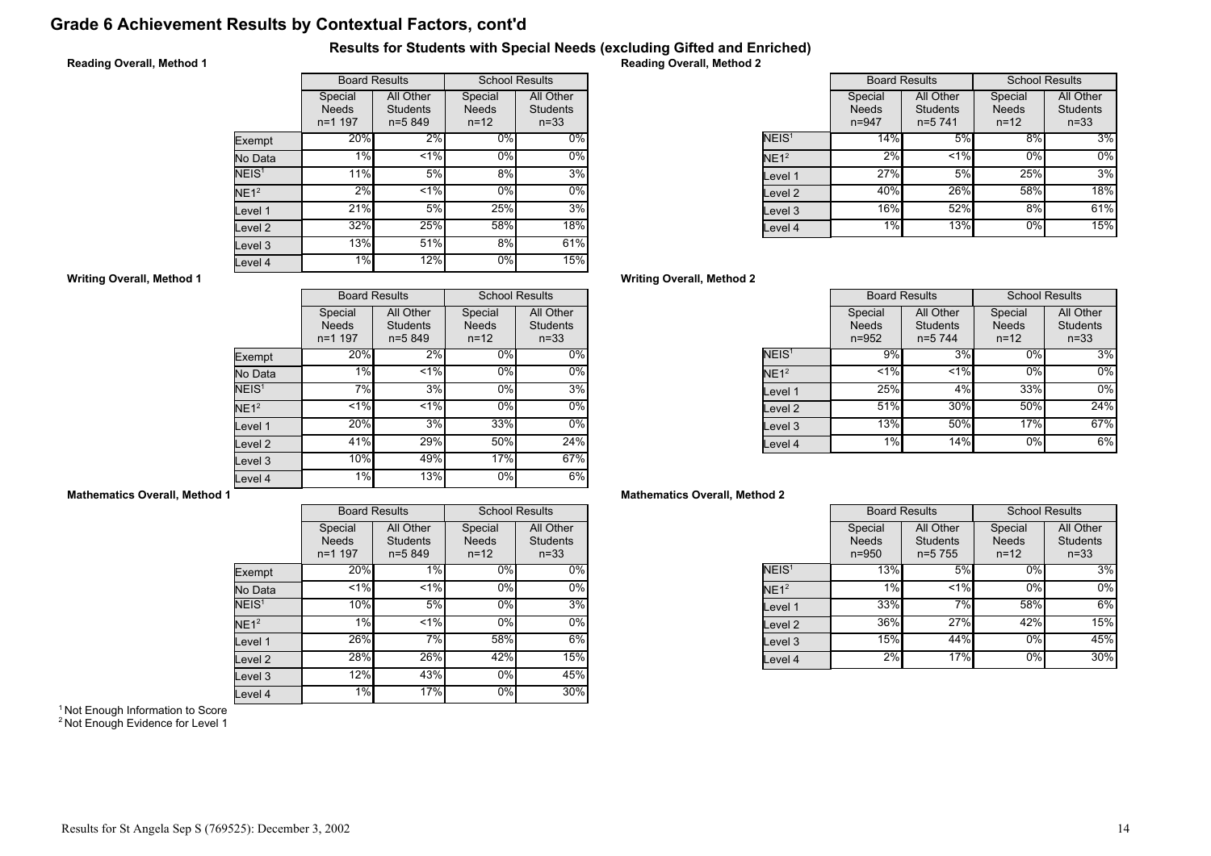# Grade 6 Achievement Results by Contextual Factors, cont'd

## Results for Students with Special Needs (excluding Gifted and Enriched)

**Reading Overall, Method 1**

| | Board Results | | School Results | |
|---|---|---|---|---|
| | Special Needs n=1 197 | All Other Students n=5 849 | Special Needs n=12 | All Other Students n=33 |
| Exempt | 20% | 2% | 0% | 0% |
| No Data | 1% | <1% | 0% | 0% |
| NEIS[1] | 11% | 5% | 8% | 3% |
| NE1[2] | 2% | <1% | 0% | 0% |
| Level 1 | 21% | 5% | 25% | 3% |
| Level 2 | 32% | 25% | 58% | 18% |
| Level 3 | 13% | 51% | 8% | 61% |
| Level 4 | 1% | 12% | 0% | 15% |

**Reading Overall, Method 2**

| | Board Results | | School Results | |
|---|---|---|---|---|
| | Special Needs n=947 | All Other Students n=5 741 | Special Needs n=12 | All Other Students n=33 |
| NEIS[1] | 14% | 5% | 8% | 3% |
| NE1[2] | 2% | <1% | 0% | 0% |
| Level 1 | 27% | 5% | 25% | 3% |
| Level 2 | 40% | 26% | 58% | 18% |
| Level 3 | 16% | 52% | 8% | 61% |
| Level 4 | 1% | 13% | 0% | 15% |

**Writing Overall, Method 1**

| | Board Results | | School Results | |
|---|---|---|---|---|
| | Special Needs n=1 197 | All Other Students n=5 849 | Special Needs n=12 | All Other Students n=33 |
| Exempt | 20% | 2% | 0% | 0% |
| No Data | 1% | <1% | 0% | 0% |
| NEIS[1] | 7% | 3% | 0% | 3% |
| NE1[2] | <1% | <1% | 0% | 0% |
| Level 1 | 20% | 3% | 33% | 0% |
| Level 2 | 41% | 29% | 50% | 24% |
| Level 3 | 10% | 49% | 17% | 67% |
| Level 4 | 1% | 13% | 0% | 6% |

**Writing Overall, Method 2**

| | Board Results | | School Results | |
|---|---|---|---|---|
| | Special Needs n=952 | All Other Students n=5 744 | Special Needs n=12 | All Other Students n=33 |
| NEIS[1] | 9% | 3% | 0% | 3% |
| NE1[2] | <1% | <1% | 0% | 0% |
| Level 1 | 25% | 4% | 33% | 0% |
| Level 2 | 51% | 30% | 50% | 24% |
| Level 3 | 13% | 50% | 17% | 67% |
| Level 4 | 1% | 14% | 0% | 6% |

**Mathematics Overall, Method 1**

| | Board Results | | School Results | |
|---|---|---|---|---|
| | Special Needs n=1 197 | All Other Students n=5 849 | Special Needs n=12 | All Other Students n=33 |
| Exempt | 20% | 1% | 0% | 0% |
| No Data | <1% | <1% | 0% | 0% |
| NEIS[1] | 10% | 5% | 0% | 3% |
| NE1[2] | 1% | <1% | 0% | 0% |
| Level 1 | 26% | 7% | 58% | 6% |
| Level 2 | 28% | 26% | 42% | 15% |
| Level 3 | 12% | 43% | 0% | 45% |
| Level 4 | 1% | 17% | 0% | 30% |

**Mathematics Overall, Method 2**

| | Board Results | | School Results | |
|---|---|---|---|---|
| | Special Needs n=950 | All Other Students n=5 755 | Special Needs n=12 | All Other Students n=33 |
| NEIS[1] | 13% | 5% | 0% | 3% |
| NE1[2] | 1% | <1% | 0% | 0% |
| Level 1 | 33% | 7% | 58% | 6% |
| Level 2 | 36% | 27% | 42% | 15% |
| Level 3 | 15% | 44% | 0% | 45% |
| Level 4 | 2% | 17% | 0% | 30% |

[1] Not Enough Information to Score
[2] Not Enough Evidence for Level 1